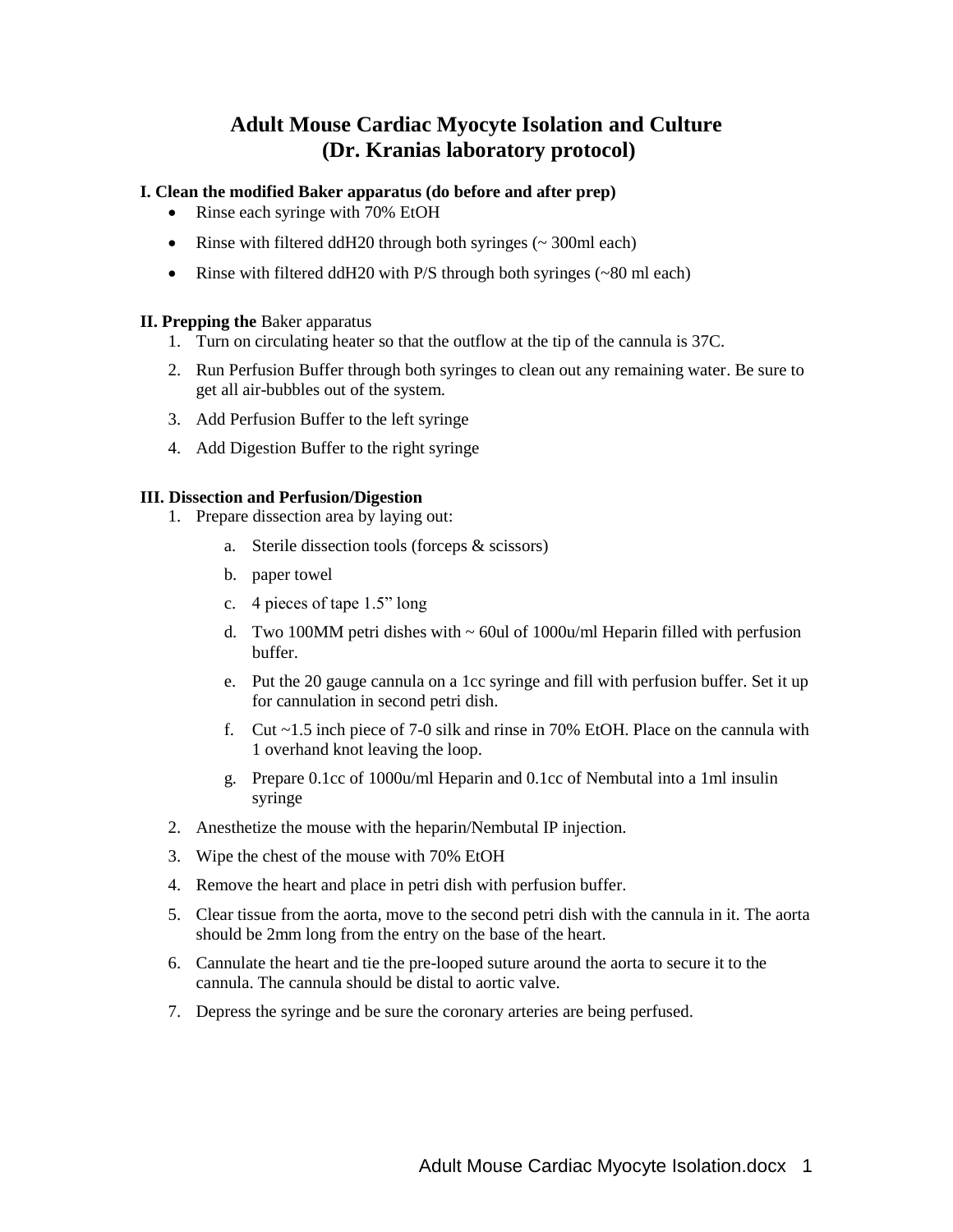# Adult Mouse Cardiac Myocyte Isolation and Culture
# (Dr. Kranias laboratory protocol)

**I. Clean the modified Baker apparatus (do before and after prep)**

- Rinse each syringe with 70% EtOH
- Rinse with filtered ddH20 through both syringes (~ 300ml each)
- Rinse with filtered ddH20 with P/S through both syringes (~80 ml each)

**II. Prepping the** Baker apparatus

1. Turn on circulating heater so that the outflow at the tip of the cannula is 37C.
2. Run Perfusion Buffer through both syringes to clean out any remaining water. Be sure to get all air-bubbles out of the system.
3. Add Perfusion Buffer to the left syringe
4. Add Digestion Buffer to the right syringe

**III. Dissection and Perfusion/Digestion**

1. Prepare dissection area by laying out:
   a. Sterile dissection tools (forceps & scissors)
   b. paper towel
   c. 4 pieces of tape 1.5" long
   d. Two 100MM petri dishes with ~ 60ul of 1000u/ml Heparin filled with perfusion buffer.
   e. Put the 20 gauge cannula on a 1cc syringe and fill with perfusion buffer. Set it up for cannulation in second petri dish.
   f. Cut ~1.5 inch piece of 7-0 silk and rinse in 70% EtOH. Place on the cannula with 1 overhand knot leaving the loop.
   g. Prepare 0.1cc of 1000u/ml Heparin and 0.1cc of Nembutal into a 1ml insulin syringe
2. Anesthetize the mouse with the heparin/Nembutal IP injection.
3. Wipe the chest of the mouse with 70% EtOH
4. Remove the heart and place in petri dish with perfusion buffer.
5. Clear tissue from the aorta, move to the second petri dish with the cannula in it. The aorta should be 2mm long from the entry on the base of the heart.
6. Cannulate the heart and tie the pre-looped suture around the aorta to secure it to the cannula. The cannula should be distal to aortic valve.
7. Depress the syringe and be sure the coronary arteries are being perfused.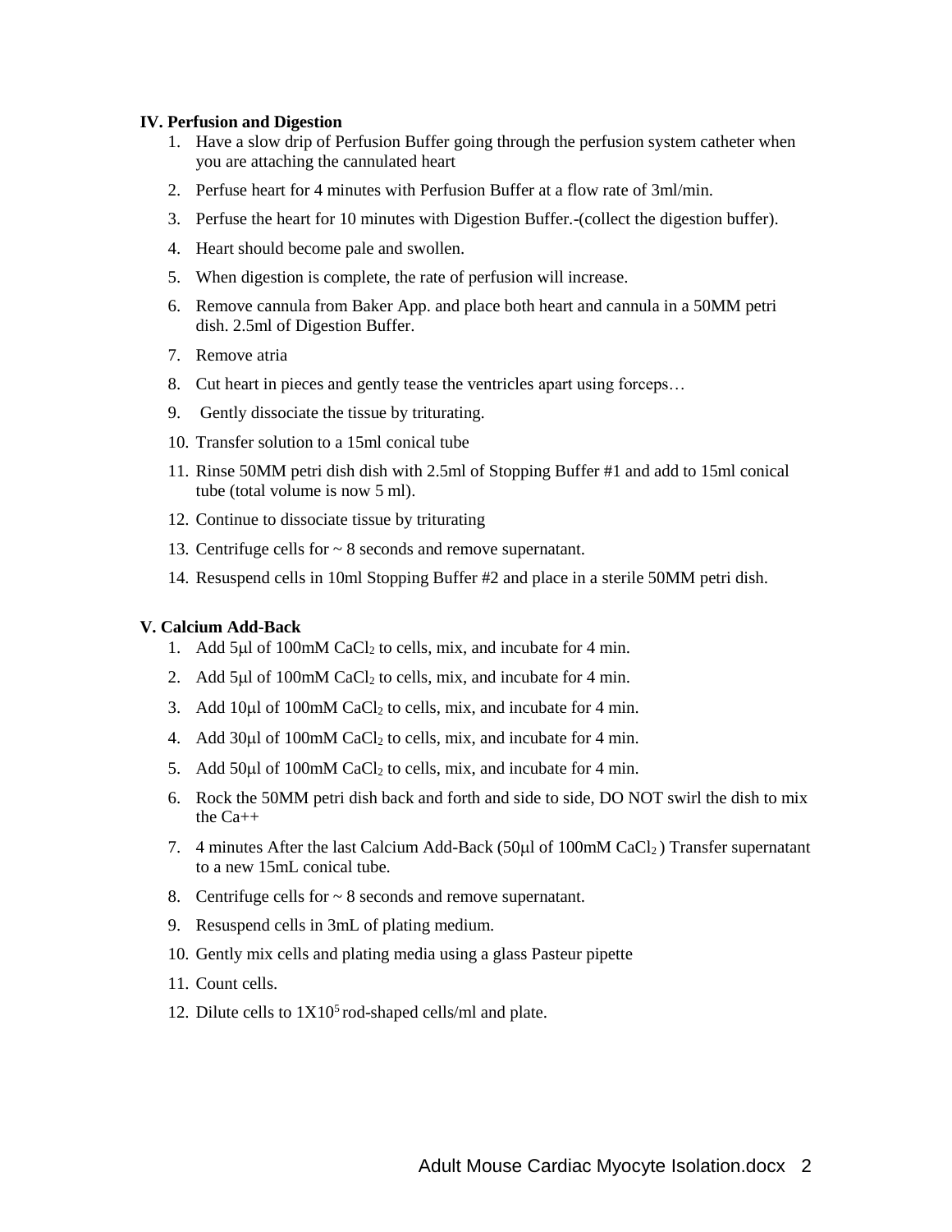**IV. Perfusion and Digestion**

1. Have a slow drip of Perfusion Buffer going through the perfusion system catheter when you are attaching the cannulated heart
2. Perfuse heart for 4 minutes with Perfusion Buffer at a flow rate of 3ml/min.
3. Perfuse the heart for 10 minutes with Digestion Buffer.-(collect the digestion buffer).
4. Heart should become pale and swollen.
5. When digestion is complete, the rate of perfusion will increase.
6. Remove cannula from Baker App. and place both heart and cannula in a 50MM petri dish. 2.5ml of Digestion Buffer.
7. Remove atria
8. Cut heart in pieces and gently tease the ventricles apart using forceps…
9. Gently dissociate the tissue by triturating.
10. Transfer solution to a 15ml conical tube
11. Rinse 50MM petri dish dish with 2.5ml of Stopping Buffer #1 and add to 15ml conical tube (total volume is now 5 ml).
12. Continue to dissociate tissue by triturating
13. Centrifuge cells for ~ 8 seconds and remove supernatant.
14. Resuspend cells in 10ml Stopping Buffer #2 and place in a sterile 50MM petri dish.

**V. Calcium Add-Back**

1. Add 5μl of 100mM $CaCl_2$ to cells, mix, and incubate for 4 min.
2. Add 5μl of 100mM $CaCl_2$ to cells, mix, and incubate for 4 min.
3. Add 10μl of 100mM $CaCl_2$ to cells, mix, and incubate for 4 min.
4. Add 30μl of 100mM $CaCl_2$ to cells, mix, and incubate for 4 min.
5. Add 50μl of 100mM $CaCl_2$ to cells, mix, and incubate for 4 min.
6. Rock the 50MM petri dish back and forth and side to side, DO NOT swirl the dish to mix the $Ca^{++}$
7. 4 minutes After the last Calcium Add-Back (50μl of 100mM $CaCl_2$ ) Transfer supernatant to a new 15mL conical tube.
8. Centrifuge cells for ~ 8 seconds and remove supernatant.
9. Resuspend cells in 3mL of plating medium.
10. Gently mix cells and plating media using a glass Pasteur pipette
11. Count cells.
12. Dilute cells to $1X10^5$ rod-shaped cells/ml and plate.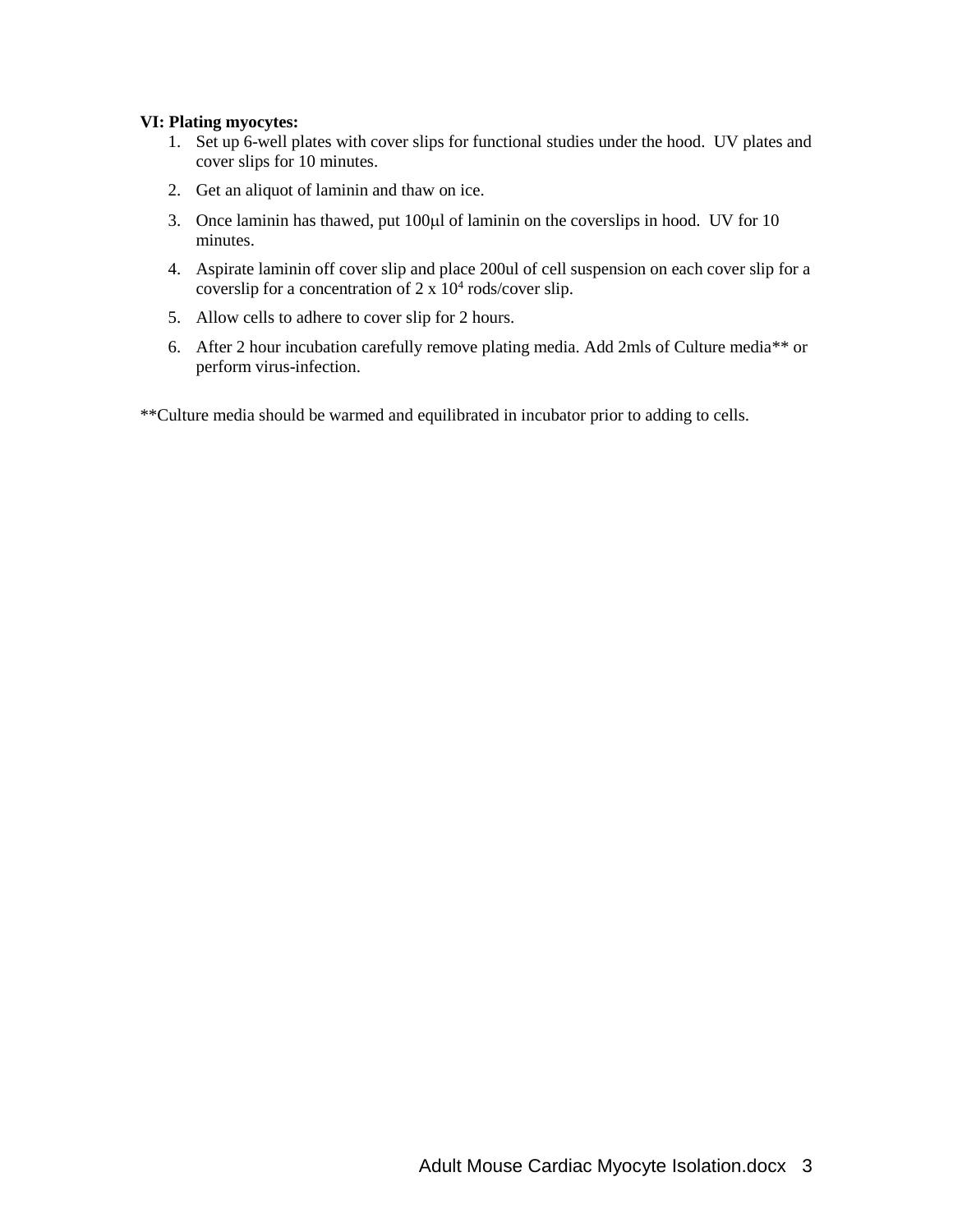**VI: Plating myocytes:**

1. Set up 6-well plates with cover slips for functional studies under the hood. UV plates and cover slips for 10 minutes.
2. Get an aliquot of laminin and thaw on ice.
3. Once laminin has thawed, put 100μl of laminin on the coverslips in hood. UV for 10 minutes.
4. Aspirate laminin off cover slip and place 200ul of cell suspension on each cover slip for a coverslip for a concentration of 2 x $10^4$ rods/cover slip.
5. Allow cells to adhere to cover slip for 2 hours.
6. After 2 hour incubation carefully remove plating media. Add 2mls of Culture media** or perform virus-infection.

**Culture media should be warmed and equilibrated in incubator prior to adding to cells.